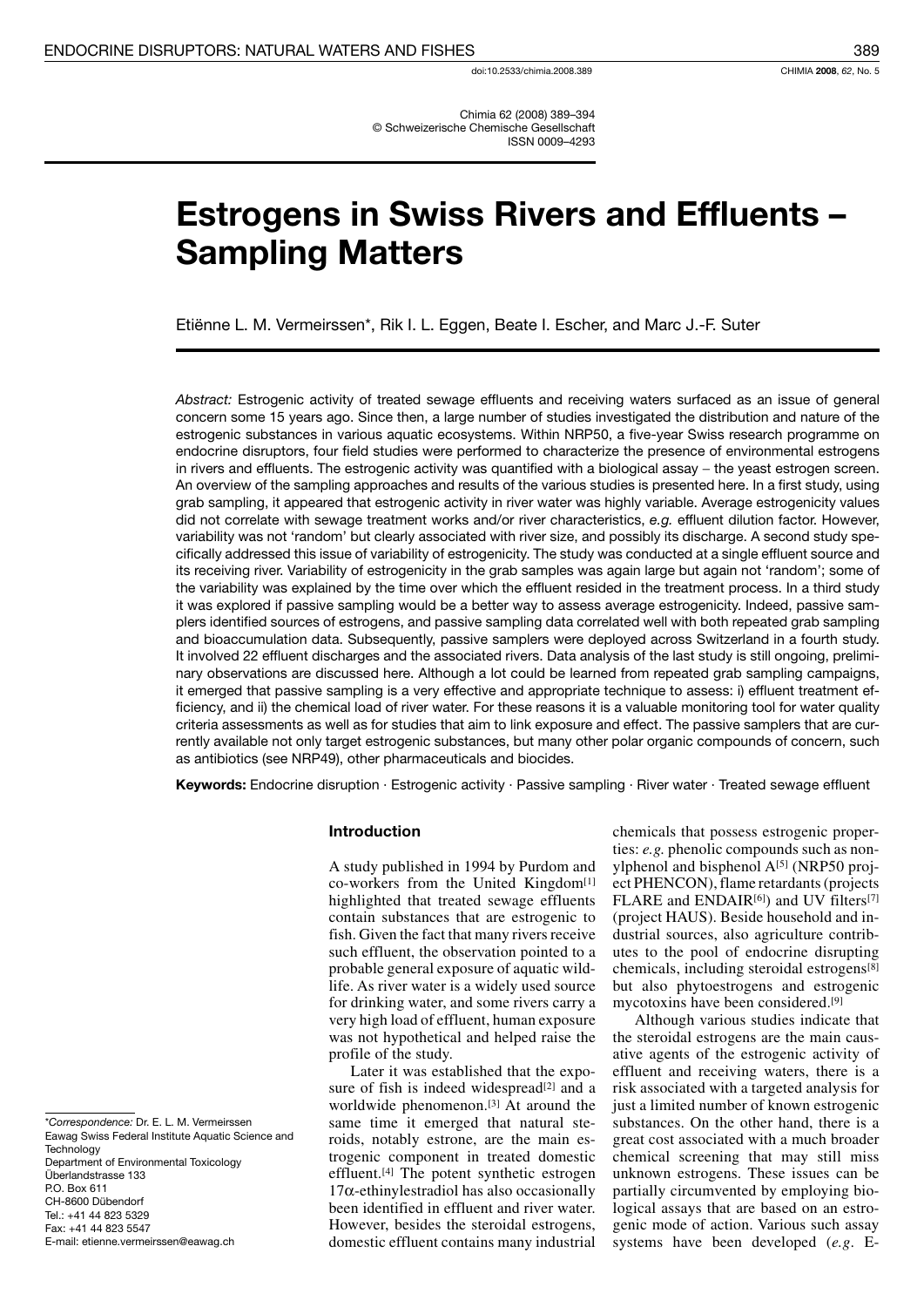doi:10.2533/chimia.2008.389

Chimia 62 (2008) 389–394
© Schweizerische Chemische Gesellschaft
ISSN 0009–4293

# Estrogens in Swiss Rivers and Effluents – Sampling Matters

Etiënne L. M. Vermeirssen*, Rik I. L. Eggen, Beate I. Escher, and Marc J.-F. Suter

*Abstract:* Estrogenic activity of treated sewage effluents and receiving waters surfaced as an issue of general concern some 15 years ago. Since then, a large number of studies investigated the distribution and nature of the estrogenic substances in various aquatic ecosystems. Within NRP50, a five-year Swiss research programme on endocrine disruptors, four field studies were performed to characterize the presence of environmental estrogens in rivers and effluents. The estrogenic activity was quantified with a biological assay – the yeast estrogen screen. An overview of the sampling approaches and results of the various studies is presented here. In a first study, using grab sampling, it appeared that estrogenic activity in river water was highly variable. Average estrogenicity values did not correlate with sewage treatment works and/or river characteristics, *e.g.* effluent dilution factor. However, variability was not 'random' but clearly associated with river size, and possibly its discharge. A second study specifically addressed this issue of variability of estrogenicity. The study was conducted at a single effluent source and its receiving river. Variability of estrogenicity in the grab samples was again large but again not 'random'; some of the variability was explained by the time over which the effluent resided in the treatment process. In a third study it was explored if passive sampling would be a better way to assess average estrogenicity. Indeed, passive samplers identified sources of estrogens, and passive sampling data correlated well with both repeated grab sampling and bioaccumulation data. Subsequently, passive samplers were deployed across Switzerland in a fourth study. It involved 22 effluent discharges and the associated rivers. Data analysis of the last study is still ongoing, preliminary observations are discussed here. Although a lot could be learned from repeated grab sampling campaigns, it emerged that passive sampling is a very effective and appropriate technique to assess: i) effluent treatment efficiency, and ii) the chemical load of river water. For these reasons it is a valuable monitoring tool for water quality criteria assessments as well as for studies that aim to link exposure and effect. The passive samplers that are currently available not only target estrogenic substances, but many other polar organic compounds of concern, such as antibiotics (see NRP49), other pharmaceuticals and biocides.

**Keywords:** Endocrine disruption · Estrogenic activity · Passive sampling · River water · Treated sewage effluent

## Introduction

A study published in 1994 by Purdom and co-workers from the United Kingdom[1] highlighted that treated sewage effluents contain substances that are estrogenic to fish. Given the fact that many rivers receive such effluent, the observation pointed to a probable general exposure of aquatic wildlife. As river water is a widely used source for drinking water, and some rivers carry a very high load of effluent, human exposure was not hypothetical and helped raise the profile of the study.

Later it was established that the exposure of fish is indeed widespread[2] and a worldwide phenomenon.[3] At around the same time it emerged that natural steroids, notably estrone, are the main estrogenic component in treated domestic effluent.[4] The potent synthetic estrogen 17$\alpha$-ethinylestradiol has also occasionally been identified in effluent and river water. However, besides the steroidal estrogens, domestic effluent contains many industrial chemicals that possess estrogenic properties: *e.g.* phenolic compounds such as nonylphenol and bisphenol A[5] (NRP50 project PHENCON), flame retardants (projects FLARE and ENDAIR[6]) and UV filters[7] (project HAUS). Beside household and industrial sources, also agriculture contributes to the pool of endocrine disrupting chemicals, including steroidal estrogens[8] but also phytoestrogens and estrogenic mycotoxins have been considered.[9]

Although various studies indicate that the steroidal estrogens are the main causative agents of the estrogenic activity of effluent and receiving waters, there is a risk associated with a targeted analysis for just a limited number of known estrogenic substances. On the other hand, there is a great cost associated with a much broader chemical screening that may still miss unknown estrogens. These issues can be partially circumvented by employing biological assays that are based on an estrogenic mode of action. Various such assay systems have been developed (*e.g.* E-

*Correspondence:* Dr. E. L. M. Vermeirssen
Eawag Swiss Federal Institute Aquatic Science and Technology
Department of Environmental Toxicology
Überlandstrasse 133
P.O. Box 611
CH-8600 Dübendorf
Tel.: +41 44 823 5329
Fax: +41 44 823 5547
E-mail: etienne.vermeirssen@eawag.ch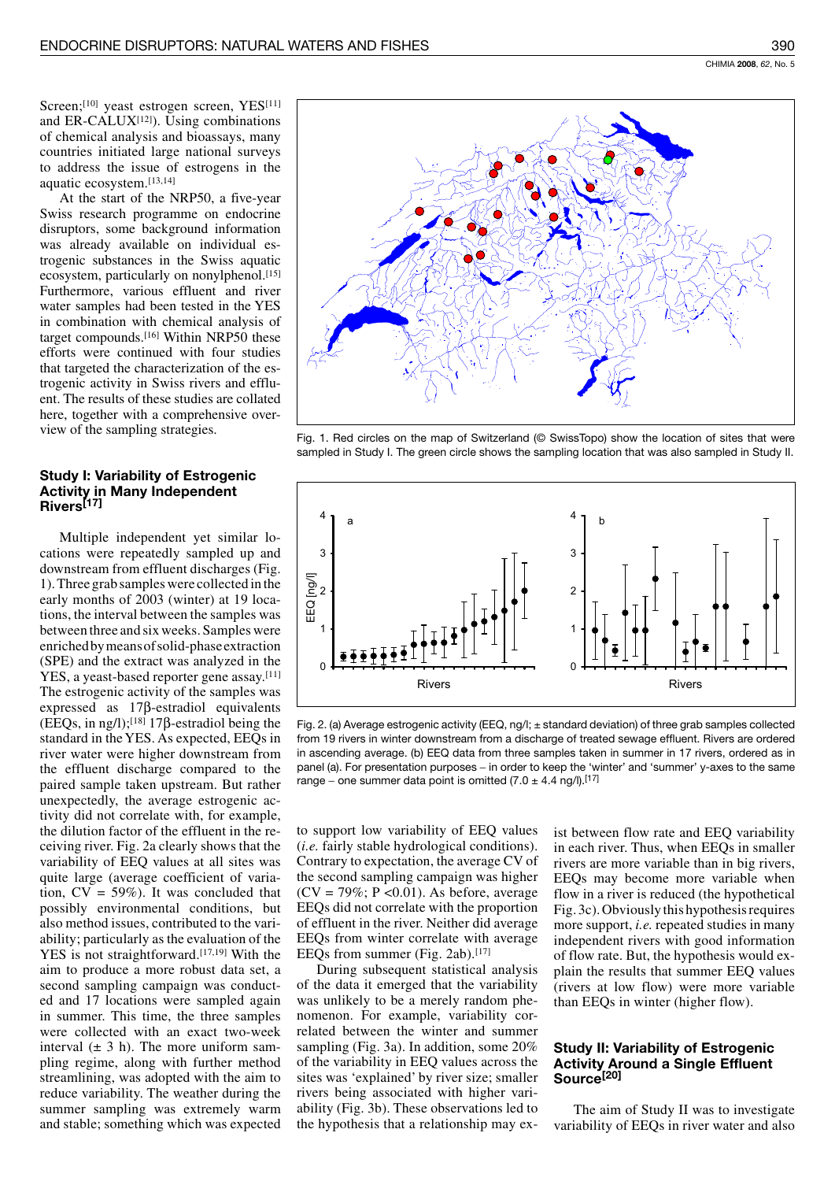Screen;[10] yeast estrogen screen, YES[11] and ER-CALUX[12]). Using combinations of chemical analysis and bioassays, many countries initiated large national surveys to address the issue of estrogens in the aquatic ecosystem.[13,14]

At the start of the NRP50, a five-year Swiss research programme on endocrine disruptors, some background information was already available on individual estrogenic substances in the Swiss aquatic ecosystem, particularly on nonylphenol.[15] Furthermore, various effluent and river water samples had been tested in the YES in combination with chemical analysis of target compounds.[16] Within NRP50 these efforts were continued with four studies that targeted the characterization of the estrogenic activity in Swiss rivers and effluent. The results of these studies are collated here, together with a comprehensive overview of the sampling strategies.

Fig. 1. Red circles on the map of Switzerland (© SwissTopo) show the location of sites that were sampled in Study I. The green circle shows the sampling location that was also sampled in Study II.

## Study I: Variability of Estrogenic Activity in Many Independent Rivers[17]

Multiple independent yet similar locations were repeatedly sampled up and downstream from effluent discharges (Fig. 1). Three grab samples were collected in the early months of 2003 (winter) at 19 locations, the interval between the samples was between three and six weeks. Samples were enriched by means of solid-phase extraction (SPE) and the extract was analyzed in the YES, a yeast-based reporter gene assay.[11] The estrogenic activity of the samples was expressed as 17β-estradiol equivalents (EEQs, in ng/l);[18] 17β-estradiol being the standard in the YES. As expected, EEQs in river water were higher downstream from the effluent discharge compared to the paired sample taken upstream. But rather unexpectedly, the average estrogenic activity did not correlate with, for example, the dilution factor of the effluent in the receiving river. Fig. 2a clearly shows that the variability of EEQ values at all sites was quite large (average coefficient of variation, CV = 59%). It was concluded that possibly environmental conditions, but also method issues, contributed to the variability; particularly as the evaluation of the YES is not straightforward.[17,19] With the aim to produce a more robust data set, a second sampling campaign was conducted and 17 locations were sampled again in summer. This time, the three samples were collected with an exact two-week interval (± 3 h). The more uniform sampling regime, along with further method streamlining, was adopted with the aim to reduce variability. The weather during the summer sampling was extremely warm and stable; something which was expected to support low variability of EEQ values (*i.e.* fairly stable hydrological conditions). Contrary to expectation, the average CV of the second sampling campaign was higher (CV = 79%; P <0.01). As before, average EEQs did not correlate with the proportion of effluent in the river. Neither did average EEQs from winter correlate with average EEQs from summer (Fig. 2ab).[17]

Fig. 2. (a) Average estrogenic activity (EEQ, ng/l; ± standard deviation) of three grab samples collected from 19 rivers in winter downstream from a discharge of treated sewage effluent. Rivers are ordered in ascending average. (b) EEQ data from three samples taken in summer in 17 rivers, ordered as in panel (a). For presentation purposes – in order to keep the 'winter' and 'summer' y-axes to the same range – one summer data point is omitted (7.0 ± 4.4 ng/l).[17]

During subsequent statistical analysis of the data it emerged that the variability was unlikely to be a merely random phenomenon. For example, variability correlated between the winter and summer sampling (Fig. 3a). In addition, some 20% of the variability in EEQ values across the sites was 'explained' by river size; smaller rivers being associated with higher variability (Fig. 3b). These observations led to the hypothesis that a relationship may exist between flow rate and EEQ variability in each river. Thus, when EEQs in smaller rivers are more variable than in big rivers, EEQs may become more variable when flow in a river is reduced (the hypothetical Fig. 3c). Obviously this hypothesis requires more support, *i.e.* repeated studies in many independent rivers with good information of flow rate. But, the hypothesis would explain the results that summer EEQ values (rivers at low flow) were more variable than EEQs in winter (higher flow).

## Study II: Variability of Estrogenic Activity Around a Single Effluent Source[20]

The aim of Study II was to investigate variability of EEQs in river water and also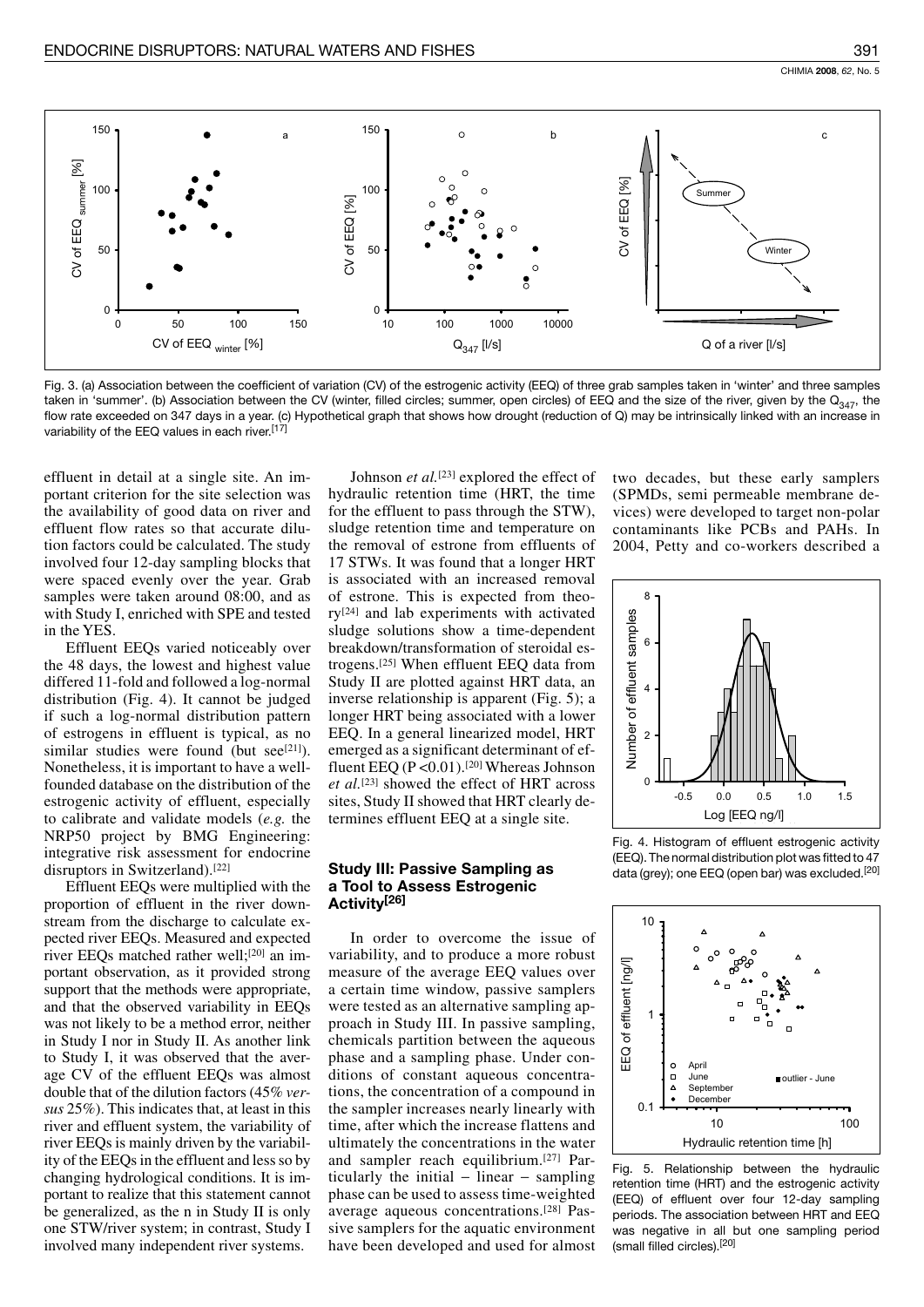Fig. 3. (a) Association between the coefficient of variation (CV) of the estrogenic activity (EEQ) of three grab samples taken in 'winter' and three samples taken in 'summer'. (b) Association between the CV (winter, filled circles; summer, open circles) of EEQ and the size of the river, given by the $Q_{347}$, the flow rate exceeded on 347 days in a year. (c) Hypothetical graph that shows how drought (reduction of Q) may be intrinsically linked with an increase in variability of the EEQ values in each river.[17]

effluent in detail at a single site. An important criterion for the site selection was the availability of good data on river and effluent flow rates so that accurate dilution factors could be calculated. The study involved four 12-day sampling blocks that were spaced evenly over the year. Grab samples were taken around 08:00, and as with Study I, enriched with SPE and tested in the YES.

Effluent EEQs varied noticeably over the 48 days, the lowest and highest value differed 11-fold and followed a log-normal distribution (Fig. 4). It cannot be judged if such a log-normal distribution pattern of estrogens in effluent is typical, as no similar studies were found (but see[21]). Nonetheless, it is important to have a well-founded database on the distribution of the estrogenic activity of effluent, especially to calibrate and validate models (*e.g.* the NRP50 project by BMG Engineering: integrative risk assessment for endocrine disruptors in Switzerland).[22]

Effluent EEQs were multiplied with the proportion of effluent in the river downstream from the discharge to calculate expected river EEQs. Measured and expected river EEQs matched rather well;[20] an important observation, as it provided strong support that the methods were appropriate, and that the observed variability in EEQs was not likely to be a method error, neither in Study I nor in Study II. As another link to Study I, it was observed that the average CV of the effluent EEQs was almost double that of the dilution factors (45% *versus* 25%). This indicates that, at least in this river and effluent system, the variability of river EEQs is mainly driven by the variability of the EEQs in the effluent and less so by changing hydrological conditions. It is important to realize that this statement cannot be generalized, as the n in Study II is only one STW/river system; in contrast, Study I involved many independent river systems.

Johnson *et al.*[23] explored the effect of hydraulic retention time (HRT, the time for the effluent to pass through the STW), sludge retention time and temperature on the removal of estrone from effluents of 17 STWs. It was found that a longer HRT is associated with an increased removal of estrone. This is expected from theory[24] and lab experiments with activated sludge solutions show a time-dependent breakdown/transformation of steroidal estrogens.[25] When effluent EEQ data from Study II are plotted against HRT data, an inverse relationship is apparent (Fig. 5); a longer HRT being associated with a lower EEQ. In a general linearized model, HRT emerged as a significant determinant of effluent EEQ ($P < 0.01$).[20] Whereas Johnson *et al.*[23] showed the effect of HRT across sites, Study II showed that HRT clearly determines effluent EEQ at a single site.

### Study III: Passive Sampling as a Tool to Assess Estrogenic Activity[26]

In order to overcome the issue of variability, and to produce a more robust measure of the average EEQ values over a certain time window, passive samplers were tested as an alternative sampling approach in Study III. In passive sampling, chemicals partition between the aqueous phase and a sampling phase. Under conditions of constant aqueous concentrations, the concentration of a compound in the sampler increases nearly linearly with time, after which the increase flattens and ultimately the concentrations in the water and sampler reach equilibrium.[27] Particularly the initial – linear – sampling phase can be used to assess time-weighted average aqueous concentrations.[28] Passive samplers for the aquatic environment have been developed and used for almost two decades, but these early samplers (SPMDs, semi permeable membrane devices) were developed to target non-polar contaminants like PCBs and PAHs. In 2004, Petty and co-workers described a

Fig. 4. Histogram of effluent estrogenic activity (EEQ). The normal distribution plot was fitted to 47 data (grey); one EEQ (open bar) was excluded.[20]

Fig. 5. Relationship between the hydraulic retention time (HRT) and the estrogenic activity (EEQ) of effluent over four 12-day sampling periods. The association between HRT and EEQ was negative in all but one sampling period (small filled circles).[20]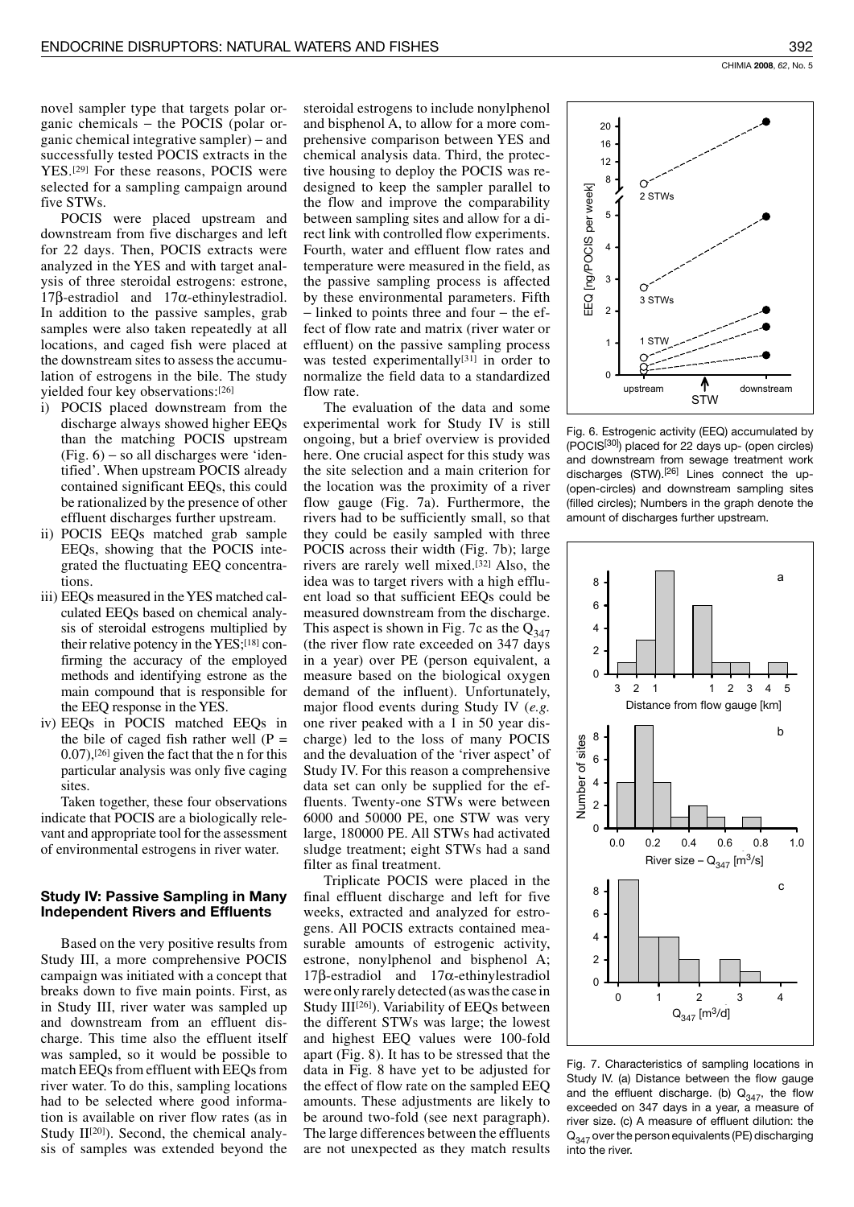novel sampler type that targets polar organic chemicals – the POCIS (polar organic chemical integrative sampler) – and successfully tested POCIS extracts in the YES.[29] For these reasons, POCIS were selected for a sampling campaign around five STWs.

POCIS were placed upstream and downstream from five discharges and left for 22 days. Then, POCIS extracts were analyzed in the YES and with target analysis of three steroidal estrogens: estrone, 17β-estradiol and 17α-ethinylestradiol. In addition to the passive samples, grab samples were also taken repeatedly at all locations, and caged fish were placed at the downstream sites to assess the accumulation of estrogens in the bile. The study yielded four key observations:[26]

i) POCIS placed downstream from the discharge always showed higher EEQs than the matching POCIS upstream (Fig. 6) – so all discharges were 'identified'. When upstream POCIS already contained significant EEQs, this could be rationalized by the presence of other effluent discharges further upstream.
ii) POCIS EEQs matched grab sample EEQs, showing that the POCIS integrated the fluctuating EEQ concentrations.
iii) EEQs measured in the YES matched calculated EEQs based on chemical analysis of steroidal estrogens multiplied by their relative potency in the YES;[18] confirming the accuracy of the employed methods and identifying estrone as the main compound that is responsible for the EEQ response in the YES.
iv) EEQs in POCIS matched EEQs in the bile of caged fish rather well ($P = 0.07$),[26] given the fact that the n for this particular analysis was only five caging sites.

Taken together, these four observations indicate that POCIS are a biologically relevant and appropriate tool for the assessment of environmental estrogens in river water.

### Study IV: Passive Sampling in Many Independent Rivers and Effluents

Based on the very positive results from Study III, a more comprehensive POCIS campaign was initiated with a concept that breaks down to five main points. First, as in Study III, river water was sampled up and downstream from an effluent discharge. This time also the effluent itself was sampled, so it would be possible to match EEQs from effluent with EEQs from river water. To do this, sampling locations had to be selected where good information is available on river flow rates (as in Study II[20]). Second, the chemical analysis of samples was extended beyond the steroidal estrogens to include nonylphenol and bisphenol A, to allow for a more comprehensive comparison between YES and chemical analysis data. Third, the protective housing to deploy the POCIS was redesigned to keep the sampler parallel to the flow and improve the comparability between sampling sites and allow for a direct link with controlled flow experiments. Fourth, water and effluent flow rates and temperature were measured in the field, as the passive sampling process is affected by these environmental parameters. Fifth – linked to points three and four – the effect of flow rate and matrix (river water or effluent) on the passive sampling process was tested experimentally[31] in order to normalize the field data to a standardized flow rate.

The evaluation of the data and some experimental work for Study IV is still ongoing, but a brief overview is provided here. One crucial aspect for this study was the site selection and a main criterion for the location was the proximity of a river flow gauge (Fig. 7a). Furthermore, the rivers had to be sufficiently small, so that they could be easily sampled with three POCIS across their width (Fig. 7b); large rivers are rarely well mixed.[32] Also, the idea was to target rivers with a high effluent load so that sufficient EEQs could be measured downstream from the discharge. This aspect is shown in Fig. 7c as the $Q_{347}$ (the river flow rate exceeded on 347 days in a year) over PE (person equivalent, a measure based on the biological oxygen demand of the influent). Unfortunately, major flood events during Study IV (*e.g.* one river peaked with a 1 in 50 year discharge) led to the loss of many POCIS and the devaluation of the 'river aspect' of Study IV. For this reason a comprehensive data set can only be supplied for the effluents. Twenty-one STWs were between 6000 and 50000 PE, one STW was very large, 180000 PE. All STWs had activated sludge treatment; eight STWs had a sand filter as final treatment.

Triplicate POCIS were placed in the final effluent discharge and left for five weeks, extracted and analyzed for estrogens. All POCIS extracts contained measurable amounts of estrogenic activity, estrone, nonylphenol and bisphenol A; 17β-estradiol and 17α-ethinylestradiol were only rarely detected (as was the case in Study III[26]). Variability of EEQs between the different STWs was large; the lowest and highest EEQ values were 100-fold apart (Fig. 8). It has to be stressed that the data in Fig. 8 have yet to be adjusted for the effect of flow rate on the sampled EEQ amounts. These adjustments are likely to be around two-fold (see next paragraph). The large differences between the effluents are not unexpected as they match results

EEQ [ng/POCIS per week]
20
16
12
8
5
4
3
2
1
0
2 STWs
3 STWs
1 STW
upstream
STW
downstream

Fig. 6. Estrogenic activity (EEQ) accumulated by (POCIS[30]) placed for 22 days up- (open circles) and downstream from sewage treatment work discharges (STW).[26] Lines connect the up- (open-circles) and downstream sampling sites (filled circles); Numbers in the graph denote the amount of discharges further upstream.

Number of sites
a
8
6
4
2
0
3 2 1 1 2 3 4 5
Distance from flow gauge [km]
b
0.0 0.2 0.4 0.6 0.8 1.0
River size – $Q_{347}$ [$m^3/s$]
c
0 1 2 3 4
$Q_{347}$ [$m^3/d$]

Fig. 7. Characteristics of sampling locations in Study IV. (a) Distance between the flow gauge and the effluent discharge. (b) $Q_{347}$, the flow exceeded on 347 days in a year, a measure of river size. (c) A measure of effluent dilution: the $Q_{347}$ over the person equivalents (PE) discharging into the river.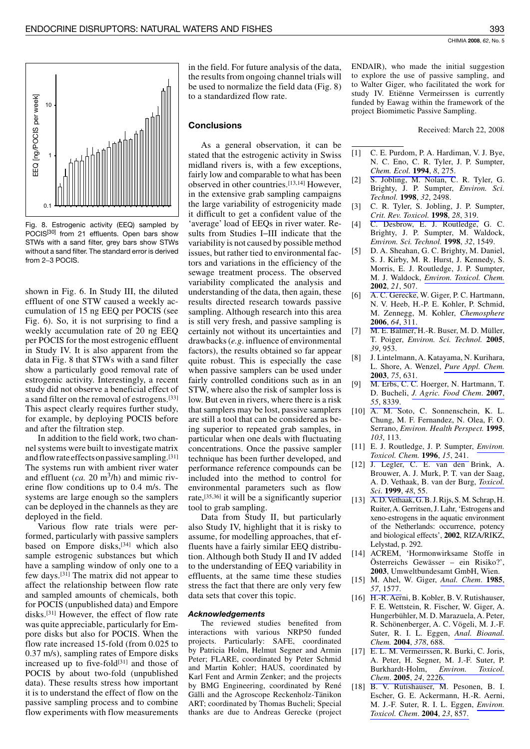EEQ [ng/POCIS per week]

10

1

0.1

Fig. 8. Estrogenic activity (EEQ) sampled by POCIS[30] from 21 effluents. Open bars show STWs with a sand filter, grey bars show STWs without a sand filter. The standard error is derived from 2–3 POCIS.

shown in Fig. 6. In Study III, the diluted effluent of one STW caused a weekly accumulation of 15 ng EEQ per POCIS (see Fig. 6). So, it is not surprising to find a weekly accumulation rate of 20 ng EEQ per POCIS for the most estrogenic effluent in Study IV. It is also apparent from the data in Fig. 8 that STWs with a sand filter show a particularly good removal rate of estrogenic activity. Interestingly, a recent study did not observe a beneficial effect of a sand filter on the removal of estrogens.[33] This aspect clearly requires further study, for example, by deploying POCIS before and after the filtration step.

In addition to the field work, two channel systems were built to investigate matrix and flow rate effects on passive sampling.[31] The systems run with ambient river water and effluent (*ca.* 20 $m^3$/h) and mimic riverine flow conditions up to 0.4 m/s. The systems are large enough so the samplers can be deployed in the channels as they are deployed in the field.

Various flow rate trials were performed, particularly with passive samplers based on Empore disks,[34] which also sample estrogenic substances but which have a sampling window of only one to a few days.[31] The matrix did not appear to affect the relationship between flow rate and sampled amounts of chemicals, both for POCIS (unpublished data) and Empore disks.[31] However, the effect of flow rate was quite appreciable, particularly for Empore disks but also for POCIS. When the flow rate increased 15-fold (from 0.025 to 0.37 m/s), sampling rates of Empore disks increased up to five-fold[31] and those of POCIS by about two-fold (unpublished data). These results stress how important it is to understand the effect of flow on the passive sampling process and to combine flow experiments with flow measurements in the field. For future analysis of the data, the results from ongoing channel trials will be used to normalize the field data (Fig. 8) to a standardized flow rate.

## Conclusions

As a general observation, it can be stated that the estrogenic activity in Swiss midland rivers is, with a few exceptions, fairly low and comparable to what has been observed in other countries.[13,14] However, in the extensive grab sampling campaigns the large variability of estrogenicity made it difficult to get a confident value of the 'average' load of EEQs in river water. Results from Studies I–III indicate that the variability is not caused by possible method issues, but rather tied to environmental factors and variations in the efficiency of the sewage treatment process. The observed variability complicated the analysis and understanding of the data, then again, these results directed research towards passive sampling. Although research into this area is still very fresh, and passive sampling is certainly not without its uncertainties and drawbacks (*e.g.* influence of environmental factors), the results obtained so far appear quite robust. This is especially the case when passive samplers can be used under fairly controlled conditions such as in an STW, where also the risk of sampler loss is low. But even in rivers, where there is a risk that samplers may be lost, passive samplers are still a tool that can be considered as being superior to repeated grab samples, in particular when one deals with fluctuating concentrations. Once the passive sampler technique has been further developed, and performance reference compounds can be included into the method to control for environmental parameters such as flow rate,[35,36] it will be a significantly superior tool to grab sampling.

Data from Study II, but particularly also Study IV, highlight that it is risky to assume, for modelling approaches, that effluents have a fairly similar EEQ distribution. Although both Study II and IV added to the understanding of EEQ variability in effluents, at the same time these studies stress the fact that there are only very few data sets that cover this topic.

### *Acknowledgements*

The reviewed studies benefited from interactions with various NRP50 funded projects. Particularly: SAFE, coordinated by Patricia Holm, Helmut Segner and Armin Peter; FLARE, coordinated by Peter Schmid and Martin Kohler; HAUS, coordinated by Karl Fent and Armin Zenker; and the projects by BMG Engineering, coordinated by René Gälli and the Agroscope Reckenholz-Tänikon ART; coordinated by Thomas Bucheli; Special thanks are due to Andreas Gerecke (project ENDAIR), who made the initial suggestion to explore the use of passive sampling, and to Walter Giger, who facilitated the work for study IV. Etiënne Vermeirssen is currently funded by Eawag within the framework of the project Biomimetic Passive Sampling.

Received: March 22, 2008

[1] C. E. Purdom, P. A. Hardiman, V. J. Bye, N. C. Eno, C. R. Tyler, J. P. Sumpter, *Chem. Ecol.* **1994**, *8*, 275.

[2] S. Jobling, M. Nolan, C. R. Tyler, G. Brighty, J. P. Sumpter, *Environ. Sci. Technol.* **1998**, *32*, 2498.

[3] C. R. Tyler, S. Jobling, J. P. Sumpter, *Crit. Rev. Toxicol.* **1998**, *28*, 319.

[4] C. Desbrow, E. J. Routledge, G. C. Brighty, J. P. Sumpter, M. Waldock, *Environ. Sci. Technol.* **1998**, *32*, 1549.

[5] D. A. Sheahan, G. C. Brighty, M. Daniel, S. J. Kirby, M. R. Hurst, J. Kennedy, S. Morris, E. J. Routledge, J. P. Sumpter, M. J. Waldock, *Environ. Toxicol. Chem.* **2002**, *21*, 507.

[6] A. C. Gerecke, W. Giger, P. C. Hartmann, N. V. Heeb, H.-P. E. Kohler, P. Schmid, M. Zennegg, M. Kohler, *Chemosphere* **2006**, *64*, 311.

[7] M. E. Balmer, H.-R. Buser, M. D. Müller, T. Poiger, *Environ. Sci. Technol.* **2005**, *39*, 953.

[8] J. Lintelmann, A. Katayama, N. Kurihara, L. Shore, A. Wenzel, *Pure Appl. Chem.* **2003**, *75*, 631.

[9] M. Erbs, C. C. Hoerger, N. Hartmann, T. D. Bucheli, *J. Agric. Food Chem.* **2007**, *55*, 8339.

[10] A. M. Soto, C. Sonnenschein, K. L. Chung, M. F. Fernandez, N. Olea, F. O. Serrano, *Environ. Health Perspect.* **1995**, *103*, 113.

[11] E. J. Routledge, J. P. Sumpter, *Environ. Toxicol. Chem.* **1996**, *15*, 241.

[12] J. Legler, C. E. van den Brink, A. Brouwer, A. J. Murk, P. T. van der Saag, A. D. Vethaak, B. van der Burg, *Toxicol. Sci.* **1999**, *48*, 55.

[13] A. D. Vethaak, G. B. J. Rijs, S. M. Schrap, H. Ruiter, A. Gerritsen, J. Lahr, 'Estrogens and xeno-estrogens in the aquatic environment of the Netherlands: occurrence, potency and biological effects', **2002**, RIZA/RIKZ, Lelystad, p. 292.

[14] ACREM, 'Hormonwirksame Stoffe in Österreichs Gewässer – ein Risiko?', **2003**, Umweltbundesamt GmbH, Wien.

[15] M. Ahel, W. Giger, *Anal. Chem.* **1985**, *57*, 1577.

[16] H.-R. Aerni, B. Kobler, B. V. Rutishauser, F. E. Wettstein, R. Fischer, W. Giger, A. Hungerbühler, M. D. Marazuela, A. Peter, R. Schönenberger, A. C. Vögeli, M. J.-F. Suter, R. I. L. Eggen, *Anal. Bioanal. Chem.* **2004**, *378*, 688.

[17] E. L. M. Vermeirssen, R. Burki, C. Joris, A. Peter, H. Segner, M. J.-F. Suter, P. Burkhardt-Holm, *Environ. Toxicol. Chem.* **2005**, *24*, 2226.

[18] B. V. Rutishauser, M. Pesonen, B. I. Escher, G. E. Ackermann, H.-R. Aerni, M. J.-F. Suter, R. I. L. Eggen, *Environ. Toxicol. Chem.* **2004**, *23*, 857.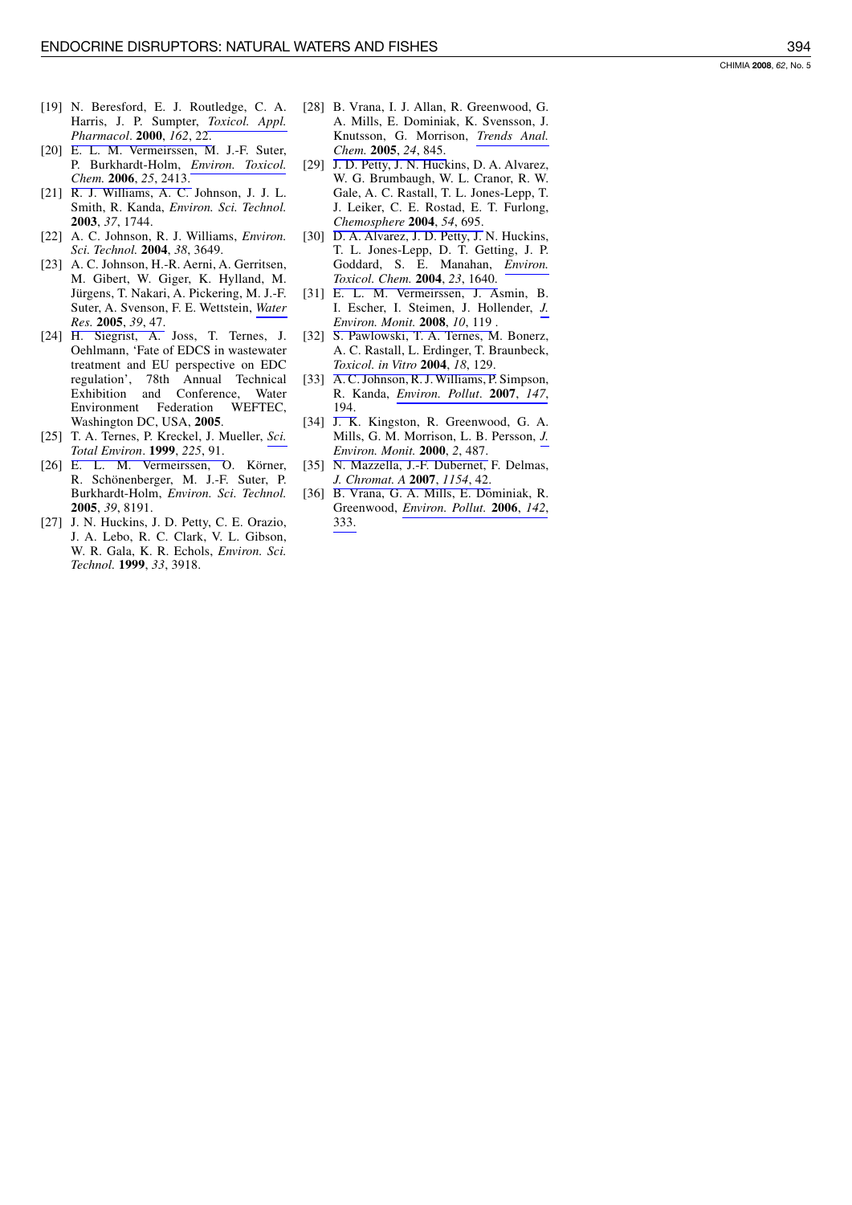[19] N. Beresford, E. J. Routledge, C. A. Harris, J. P. Sumpter, *Toxicol. Appl. Pharmacol*. **2000**, *162*, 22.

[20] E. L. M. Vermeirssen, M. J.-F. Suter, P. Burkhardt-Holm, *Environ. Toxicol. Chem.* **2006**, *25*, 2413.

[21] R. J. Williams, A. C. Johnson, J. J. L. Smith, R. Kanda, *Environ. Sci. Technol.* **2003**, *37*, 1744.

[22] A. C. Johnson, R. J. Williams, *Environ. Sci. Technol.* **2004**, *38*, 3649.

[23] A. C. Johnson, H.-R. Aerni, A. Gerritsen, M. Gibert, W. Giger, K. Hylland, M. Jürgens, T. Nakari, A. Pickering, M. J.-F. Suter, A. Svenson, F. E. Wettstein, *Water Res.* **2005**, *39*, 47.

[24] H. Siegrist, A. Joss, T. Ternes, J. Oehlmann, 'Fate of EDCS in wastewater treatment and EU perspective on EDC regulation', 78th Annual Technical Exhibition and Conference, Water Environment Federation WEFTEC, Washington DC, USA, **2005**.

[25] T. A. Ternes, P. Kreckel, J. Mueller, *Sci. Total Environ*. **1999**, *225*, 91.

[26] E. L. M. Vermeirssen, O. Körner, R. Schönenberger, M. J.-F. Suter, P. Burkhardt-Holm, *Environ. Sci. Technol.* **2005**, *39*, 8191.

[27] J. N. Huckins, J. D. Petty, C. E. Orazio, J. A. Lebo, R. C. Clark, V. L. Gibson, W. R. Gala, K. R. Echols, *Environ. Sci. Technol.* **1999**, *33*, 3918.

[28] B. Vrana, I. J. Allan, R. Greenwood, G. A. Mills, E. Dominiak, K. Svensson, J. Knutsson, G. Morrison, *Trends Anal. Chem.* **2005**, *24*, 845.

[29] J. D. Petty, J. N. Huckins, D. A. Alvarez, W. G. Brumbaugh, W. L. Cranor, R. W. Gale, A. C. Rastall, T. L. Jones-Lepp, T. J. Leiker, C. E. Rostad, E. T. Furlong, *Chemosphere* **2004**, *54*, 695.

[30] D. A. Alvarez, J. D. Petty, J. N. Huckins, T. L. Jones-Lepp, D. T. Getting, J. P. Goddard, S. E. Manahan, *Environ. Toxicol. Chem.* **2004**, *23*, 1640.

[31] E. L. M. Vermeirssen, J. Asmin, B. I. Escher, I. Steimen, J. Hollender, *J. Environ. Monit.* **2008**, *10*, 119 .

[32] S. Pawlowski, T. A. Ternes, M. Bonerz, A. C. Rastall, L. Erdinger, T. Braunbeck, *Toxicol. in Vitro* **2004**, *18*, 129.

[33] A. C. Johnson, R. J. Williams, P. Simpson, R. Kanda, *Environ. Pollut.* **2007**, *147*, 194.

[34] J. K. Kingston, R. Greenwood, G. A. Mills, G. M. Morrison, L. B. Persson, *J. Environ. Monit.* **2000**, *2*, 487.

[35] N. Mazzella, J.-F. Dubernet, F. Delmas, *J. Chromat. A* **2007**, *1154*, 42.

[36] B. Vrana, G. A. Mills, E. Dominiak, R. Greenwood, *Environ. Pollut.* **2006**, *142*, 333.